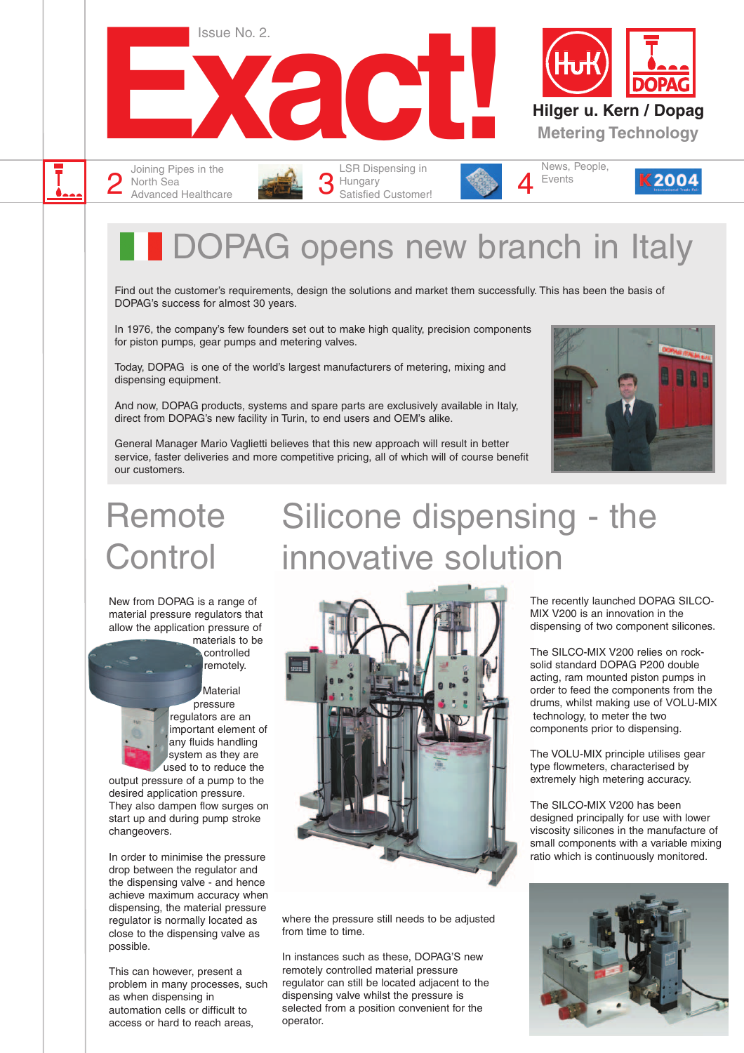# Exact!

Issue No. 2.

Hilger u. Kern / Dopag

Metering Technology

2 Joining Pipes in the North Sea
Advanced Healthcare

3 LSR Dispensing in Hungary
Satisfied Customer!

4 News, People, Events

## DOPAG opens new branch in Italy

Find out the customer's requirements, design the solutions and market them successfully. This has been the basis of DOPAG's success for almost 30 years.

In 1976, the company's few founders set out to make high quality, precision components for piston pumps, gear pumps and metering valves.

Today, DOPAG is one of the world's largest manufacturers of metering, mixing and dispensing equipment.

And now, DOPAG products, systems and spare parts are exclusively available in Italy, direct from DOPAG's new facility in Turin, to end users and OEM's alike.

General Manager Mario Vaglietti believes that this new approach will result in better service, faster deliveries and more competitive pricing, all of which will of course benefit our customers.

## Remote Control

New from DOPAG is a range of material pressure regulators that allow the application pressure of materials to be controlled remotely.

Material pressure regulators are an important element of any fluids handling system as they are used to to reduce the output pressure of a pump to the desired application pressure. They also dampen flow surges on start up and during pump stroke changeovers.

In order to minimise the pressure drop between the regulator and the dispensing valve - and hence achieve maximum accuracy when dispensing, the material pressure regulator is normally located as close to the dispensing valve as possible.

This can however, present a problem in many processes, such as when dispensing in automation cells or difficult to access or hard to reach areas, where the pressure still needs to be adjusted from time to time.

In instances such as these, DOPAG'S new remotely controlled material pressure regulator can still be located adjacent to the dispensing valve whilst the pressure is selected from a position convenient for the operator.

## Silicone dispensing - the innovative solution

The recently launched DOPAG SILCO-MIX V200 is an innovation in the dispensing of two component silicones.

The SILCO-MIX V200 relies on rock-solid standard DOPAG P200 double acting, ram mounted piston pumps in order to feed the components from the drums, whilst making use of VOLU-MIX technology, to meter the two components prior to dispensing.

The VOLU-MIX principle utilises gear type flowmeters, characterised by extremely high metering accuracy.

The SILCO-MIX V200 has been designed principally for use with lower viscosity silicones in the manufacture of small components with a variable mixing ratio which is continuously monitored.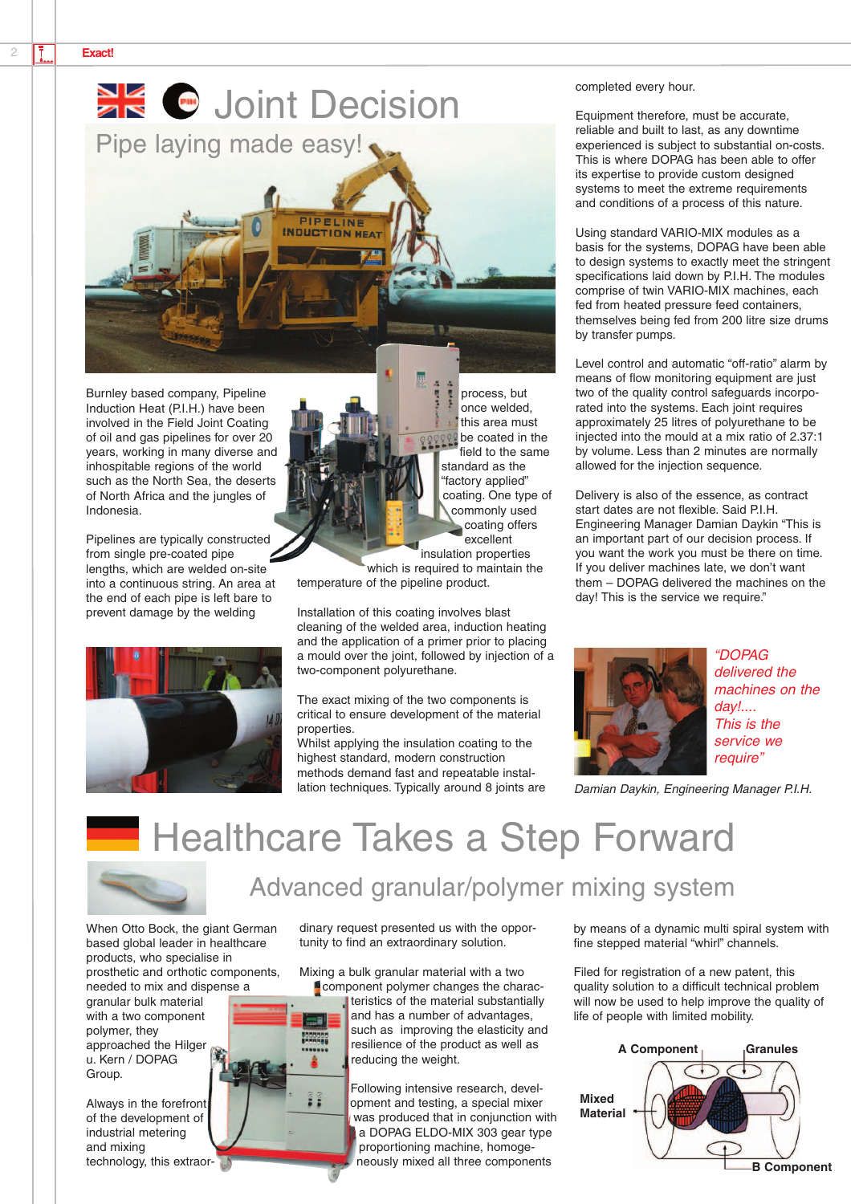# Joint Decision

## Pipe laying made easy!

Burnley based company, Pipeline Induction Heat (P.I.H.) have been involved in the Field Joint Coating of oil and gas pipelines for over 20 years, working in many diverse and inhospitable regions of the world such as the North Sea, the deserts of North Africa and the jungles of Indonesia.

Pipelines are typically constructed from single pre-coated pipe lengths, which are welded on-site into a continuous string. An area at the end of each pipe is left bare to prevent damage by the welding process, but once welded, this area must be coated in the field to the same standard as the "factory applied" coating. One type of commonly used coating offers excellent insulation properties which is required to maintain the temperature of the pipeline product.

Installation of this coating involves blast cleaning of the welded area, induction heating and the application of a primer prior to placing a mould over the joint, followed by injection of a two-component polyurethane.

The exact mixing of the two components is critical to ensure development of the material properties.
Whilst applying the insulation coating to the highest standard, modern construction methods demand fast and repeatable installation techniques. Typically around 8 joints are completed every hour.

Equipment therefore, must be accurate, reliable and built to last, as any downtime experienced is subject to substantial on-costs. This is where DOPAG has been able to offer its expertise to provide custom designed systems to meet the extreme requirements and conditions of a process of this nature.

Using standard VARIO-MIX modules as a basis for the systems, DOPAG have been able to design systems to exactly meet the stringent specifications laid down by P.I.H. The modules comprise of twin VARIO-MIX machines, each fed from heated pressure feed containers, themselves being fed from 200 litre size drums by transfer pumps.

Level control and automatic "off-ratio" alarm by means of flow monitoring equipment are just two of the quality control safeguards incorporated into the systems. Each joint requires approximately 25 litres of polyurethane to be injected into the mould at a mix ratio of 2.37:1 by volume. Less than 2 minutes are normally allowed for the injection sequence.

Delivery is also of the essence, as contract start dates are not flexible. Said P.I.H. Engineering Manager Damian Daykin "This is an important part of our decision process. If you want the work you must be there on time. If you deliver machines late, we don't want them – DOPAG delivered the machines on the day! This is the service we require."

*"DOPAG delivered the machines on the day!.... This is the service we require"*

*Damian Daykin, Engineering Manager P.I.H.*

# Healthcare Takes a Step Forward

## Advanced granular/polymer mixing system

When Otto Bock, the giant German based global leader in healthcare products, who specialise in prosthetic and orthotic components, needed to mix and dispense a granular bulk material with a two component polymer, they approached the Hilger u. Kern / DOPAG Group.

Always in the forefront of the development of industrial metering and mixing technology, this extraordinary request presented us with the opportunity to find an extraordinary solution.

Mixing a bulk granular material with a two component polymer changes the characteristics of the material substantially and has a number of advantages, such as improving the elasticity and resilience of the product as well as reducing the weight.

Following intensive research, development and testing, a special mixer was produced that in conjunction with a DOPAG ELDO-MIX 303 gear type proportioning machine, homogeneously mixed all three components by means of a dynamic multi spiral system with fine stepped material "whirl" channels.

Filed for registration of a new patent, this quality solution to a difficult technical problem will now be used to help improve the quality of life of people with limited mobility.

**A Component** **Granules** **Mixed Material** **B Component**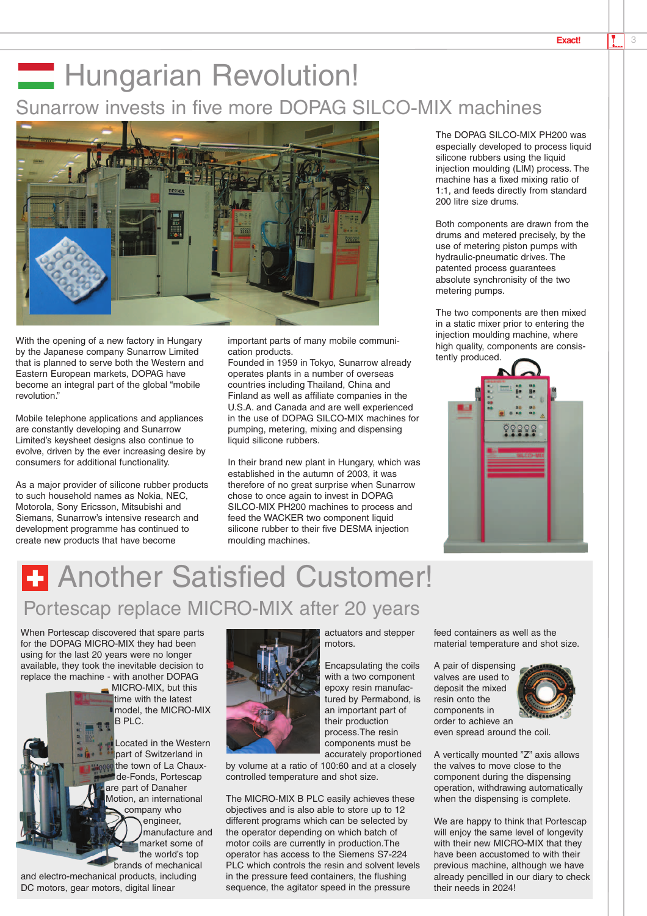# Hungarian Revolution!

## Sunarrow invests in five more DOPAG SILCO-MIX machines

With the opening of a new factory in Hungary by the Japanese company Sunarrow Limited that is planned to serve both the Western and Eastern European markets, DOPAG have become an integral part of the global "mobile revolution."

Mobile telephone applications and appliances are constantly developing and Sunarrow Limited's keysheet designs also continue to evolve, driven by the ever increasing desire by consumers for additional functionality.

As a major provider of silicone rubber products to such household names as Nokia, NEC, Motorola, Sony Ericsson, Mitsubishi and Siemens, Sunarrow's intensive research and development programme has continued to create new products that have become important parts of many mobile communication products.

Founded in 1959 in Tokyo, Sunarrow already operates plants in a number of overseas countries including Thailand, China and Finland as well as affiliate companies in the U.S.A. and Canada and are well experienced in the use of DOPAG SILCO-MIX machines for pumping, metering, mixing and dispensing liquid silicone rubbers.

In their brand new plant in Hungary, which was established in the autumn of 2003, it was therefore of no great surprise when Sunarrow chose to once again to invest in DOPAG SILCO-MIX PH200 machines to process and feed the WACKER two component liquid silicone rubber to their five DESMA injection moulding machines.

The DOPAG SILCO-MIX PH200 was especially developed to process liquid silicone rubbers using the liquid injection moulding (LIM) process. The machine has a fixed mixing ratio of 1:1, and feeds directly from standard 200 litre size drums.

Both components are drawn from the drums and metered precisely, by the use of metering piston pumps with hydraulic-pneumatic drives. The patented process guarantees absolute synchronicity of the two metering pumps.

The two components are then mixed in a static mixer prior to entering the injection moulding machine, where high quality, components are consistently produced.

# Another Satisfied Customer!

## Portescap replace MICRO-MIX after 20 years

When Portescap discovered that spare parts for the DOPAG MICRO-MIX they had been using for the last 20 years were no longer available, they took the inevitable decision to replace the machine - with another DOPAG MICRO-MIX, but this time with the latest model, the MICRO-MIX B PLC.

Located in the Western part of Switzerland in the town of La Chaux-de-Fonds, Portescap are part of Danaher Motion, an international company who engineer, manufacture and market some of the world's top brands of mechanical and electro-mechanical products, including DC motors, gear motors, digital linear actuators and stepper motors.

Encapsulating the coils with a two component epoxy resin manufactured by Permabond, is an important part of their production process. The resin components must be accurately proportioned by volume at a ratio of 100:60 and at a closely controlled temperature and shot size.

The MICRO-MIX B PLC easily achieves these objectives and is also able to store up to 12 different programs which can be selected by the operator depending on which batch of motor coils are currently in production. The operator has access to the Siemens S7-224 PLC which controls the resin and solvent levels in the pressure feed containers, the flushing sequence, the agitator speed in the pressure feed containers as well as the material temperature and shot size.

A pair of dispensing valves are used to deposit the mixed resin onto the components in order to achieve an even spread around the coil.

A vertically mounted "Z" axis allows the valves to move close to the component during the dispensing operation, withdrawing automatically when the dispensing is complete.

We are happy to think that Portescap will enjoy the same level of longevity with their new MICRO-MIX that they have been accustomed to with their previous machine, although we have already pencilled in our diary to check their needs in 2024!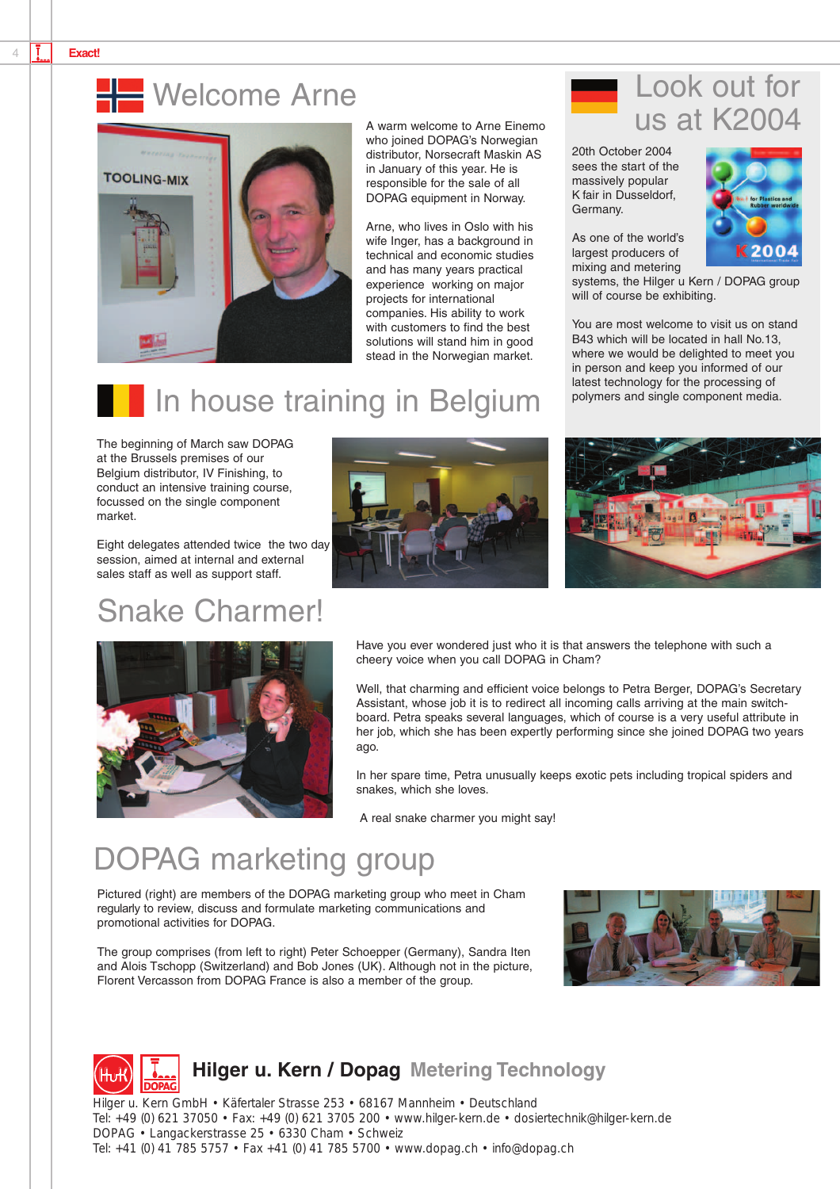# Welcome Arne

A warm welcome to Arne Einemo who joined DOPAG's Norwegian distributor, Norsecraft Maskin AS in January of this year. He is responsible for the sale of all DOPAG equipment in Norway.

Arne, who lives in Oslo with his wife Inger, has a background in technical and economic studies and has many years practical experience working on major projects for international companies. His ability to work with customers to find the best solutions will stand him in good stead in the Norwegian market.

# Look out for us at K2004

20th October 2004 sees the start of the massively popular K fair in Dusseldorf, Germany.

As one of the world's largest producers of mixing and metering systems, the Hilger u Kern / DOPAG group will of course be exhibiting.

You are most welcome to visit us on stand B43 which will be located in hall No.13, where we would be delighted to meet you in person and keep you informed of our latest technology for the processing of polymers and single component media.

# In house training in Belgium

The beginning of March saw DOPAG at the Brussels premises of our Belgium distributor, IV Finishing, to conduct an intensive training course, focussed on the single component market.

Eight delegates attended twice the two day session, aimed at internal and external sales staff as well as support staff.

# Snake Charmer!

Have you ever wondered just who it is that answers the telephone with such a cheery voice when you call DOPAG in Cham?

Well, that charming and efficient voice belongs to Petra Berger, DOPAG's Secretary Assistant, whose job it is to redirect all incoming calls arriving at the main switch-board. Petra speaks several languages, which of course is a very useful attribute in her job, which she has been expertly performing since she joined DOPAG two years ago.

In her spare time, Petra unusually keeps exotic pets including tropical spiders and snakes, which she loves.

A real snake charmer you might say!

# DOPAG marketing group

Pictured (right) are members of the DOPAG marketing group who meet in Cham regularly to review, discuss and formulate marketing communications and promotional activities for DOPAG.

The group comprises (from left to right) Peter Schoepper (Germany), Sandra Iten and Alois Tschopp (Switzerland) and Bob Jones (UK). Although not in the picture, Florent Vercasson from DOPAG France is also a member of the group.

**Hilger u. Kern / Dopag** Metering Technology

Hilger u. Kern GmbH • Käfertaler Strasse 253 • 68167 Mannheim • Deutschland
Tel: +49 (0) 621 37050 • Fax: +49 (0) 621 3705 200 • www.hilger-kern.de • dosiertechnik@hilger-kern.de
DOPAG • Langackerstrasse 25 • 6330 Cham • Schweiz
Tel: +41 (0) 41 785 5757 • Fax +41 (0) 41 785 5700 • www.dopag.ch • info@dopag.ch